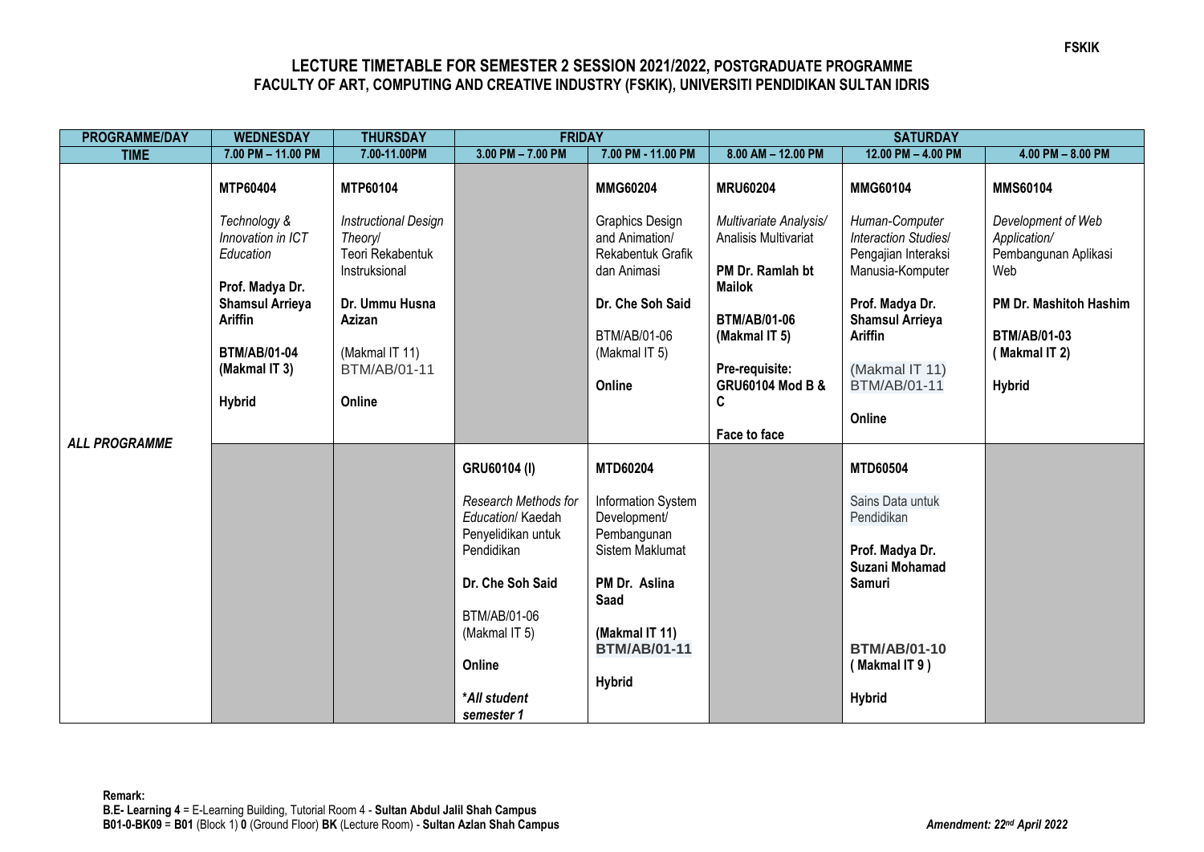**FSKIK**

# LECTURE TIMETABLE FOR SEMESTER 2 SESSION 2021/2022, POSTGRADUATE PROGRAMME
## FACULTY OF ART, COMPUTING AND CREATIVE INDUSTRY (FSKIK), UNIVERSITI PENDIDIKAN SULTAN IDRIS

| PROGRAMME/DAY | WEDNESDAY | THURSDAY | FRIDAY | | SATURDAY | | |
|---|---|---|---|---|---|---|---|
| **TIME** | 7.00 PM – 11.00 PM | 7.00-11.00PM | 3.00 PM – 7.00 PM | 7.00 PM - 11.00 PM | 8.00 AM – 12.00 PM | 12.00 PM – 4.00 PM | 4.00 PM – 8.00 PM |
| *ALL PROGRAMME* | **MTP60404**<br>*Technology & Innovation in ICT Education*<br>**Prof. Madya Dr. Shamsul Arrieya Ariffin**<br>**BTM/AB/01-04 (Makmal IT 3)**<br>**Hybrid** | **MTP60104**<br>*Instructional Design Theory/* Teori Rekabentuk Instruksional<br>**Dr. Ummu Husna Azizan**<br>(Makmal IT 11) BTM/AB/01-11<br>**Online** | | **MMG60204**<br>Graphics Design and Animation/ Rekabentuk Grafik dan Animasi<br>**Dr. Che Soh Said**<br>BTM/AB/01-06 (Makmal IT 5)<br>**Online** | **MRU60204**<br>*Multivariate Analysis/* Analisis Multivariat<br>**PM Dr. Ramlah bt Mailok**<br>**BTM/AB/01-06 (Makmal IT 5)**<br>**Pre-requisite: GRU60104 Mod B & C**<br>**Face to face** | **MMG60104**<br>*Human-Computer Interaction Studies/* Pengajian Interaksi Manusia-Komputer<br>**Prof. Madya Dr. Shamsul Arrieya Ariffin**<br>(Makmal IT 11) BTM/AB/01-11<br>**Online** | **MMS60104**<br>*Development of Web Application/* Pembangunan Aplikasi Web<br>**PM Dr. Mashitoh Hashim**<br>**BTM/AB/01-03 ( Makmal IT 2)**<br>**Hybrid** |
| | | | **GRU60104 (I)**<br>*Research Methods for Education/* Kaedah Penyelidikan untuk Pendidikan<br>**Dr. Che Soh Said**<br>BTM/AB/01-06 (Makmal IT 5)<br>**Online**<br>***All student semester 1*** | **MTD60204**<br>Information System Development/ Pembangunan Sistem Maklumat<br>**PM Dr. Aslina Saad**<br>**(Makmal IT 11) BTM/AB/01-11**<br>**Hybrid** | | **MTD60504**<br>Sains Data untuk Pendidikan<br>**Prof. Madya Dr. Suzani Mohamad Samuri**<br>**BTM/AB/01-10 ( Makmal IT 9 )**<br>**Hybrid** | |

**Remark:**
**B.E- Learning 4** = E-Learning Building, Tutorial Room 4 - **Sultan Abdul Jalil Shah Campus**
**B01-0-BK09** = **B01** (Block 1) **0** (Ground Floor) **BK** (Lecture Room) - **Sultan Azlan Shah Campus**

*Amendment: 22nd April 2022*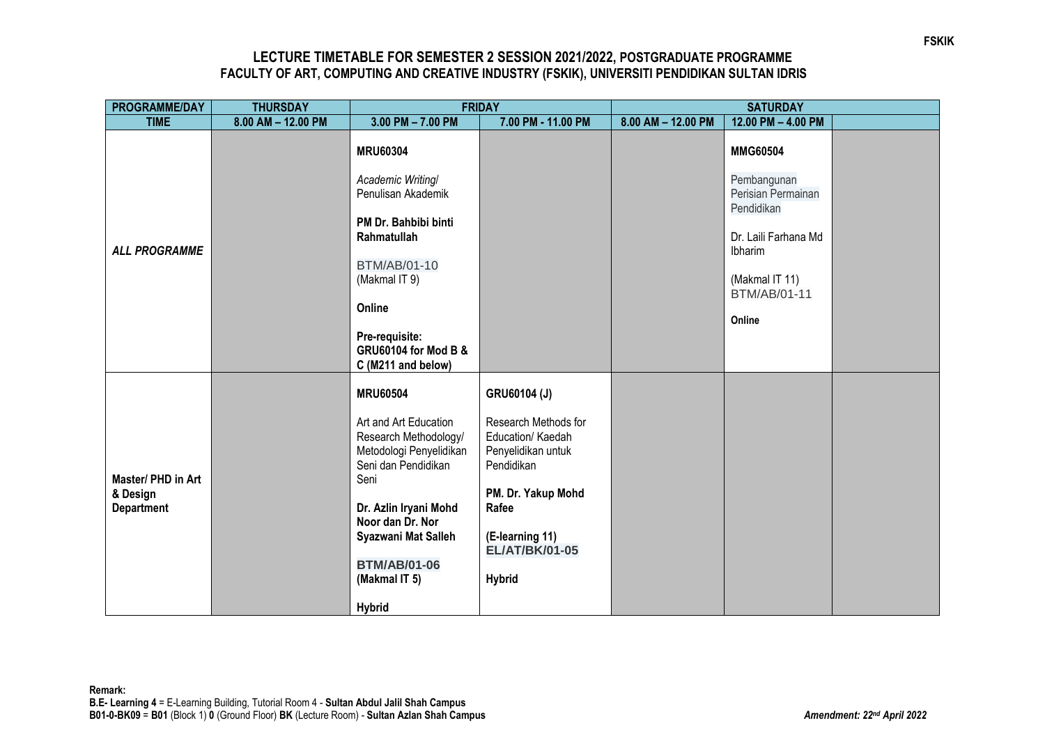**FSKIK**

### LECTURE TIMETABLE FOR SEMESTER 2 SESSION 2021/2022, POSTGRADUATE PROGRAMME
### FACULTY OF ART, COMPUTING AND CREATIVE INDUSTRY (FSKIK), UNIVERSITI PENDIDIKAN SULTAN IDRIS

| PROGRAMME/DAY | THURSDAY | FRIDAY | | SATURDAY | | |
|---|---|---|---|---|---|---|
| TIME | 8.00 AM – 12.00 PM | 3.00 PM – 7.00 PM | 7.00 PM - 11.00 PM | 8.00 AM – 12.00 PM | 12.00 PM – 4.00 PM | |
| ***ALL PROGRAMME*** | | **MRU60304**<br><br>*Academic Writing/* Penulisan Akademik<br><br>**PM Dr. Bahbibi binti Rahmatullah**<br><br>BTM/AB/01-10 (Makmal IT 9)<br><br>**Online**<br><br>**Pre-requisite: GRU60104 for Mod B & C (M211 and below)** | | | **MMG60504**<br><br>Pembangunan Perisian Permainan Pendidikan<br><br>Dr. Laili Farhana Md Ibharim<br><br>(Makmal IT 11) BTM/AB/01-11<br><br>**Online** | |
| **Master/ PHD in Art & Design Department** | | **MRU60504**<br><br>Art and Art Education Research Methodology/ Metodologi Penyelidikan Seni dan Pendidikan Seni<br><br>**Dr. Azlin Iryani Mohd Noor dan Dr. Nor Syazwani Mat Salleh**<br><br>**BTM/AB/01-06 (Makmal IT 5)**<br><br>**Hybrid** | **GRU60104 (J)**<br><br>Research Methods for Education/ Kaedah Penyelidikan untuk Pendidikan<br><br>**PM. Dr. Yakup Mohd Rafee**<br><br>**(E-learning 11) EL/AT/BK/01-05**<br><br>**Hybrid** | | | |

**Remark:**
**B.E- Learning 4** = E-Learning Building, Tutorial Room 4 - **Sultan Abdul Jalil Shah Campus**
**B01-0-BK09** = **B01** (Block 1) **0** (Ground Floor) **BK** (Lecture Room) - **Sultan Azlan Shah Campus**

*Amendment: 22nd April 2022*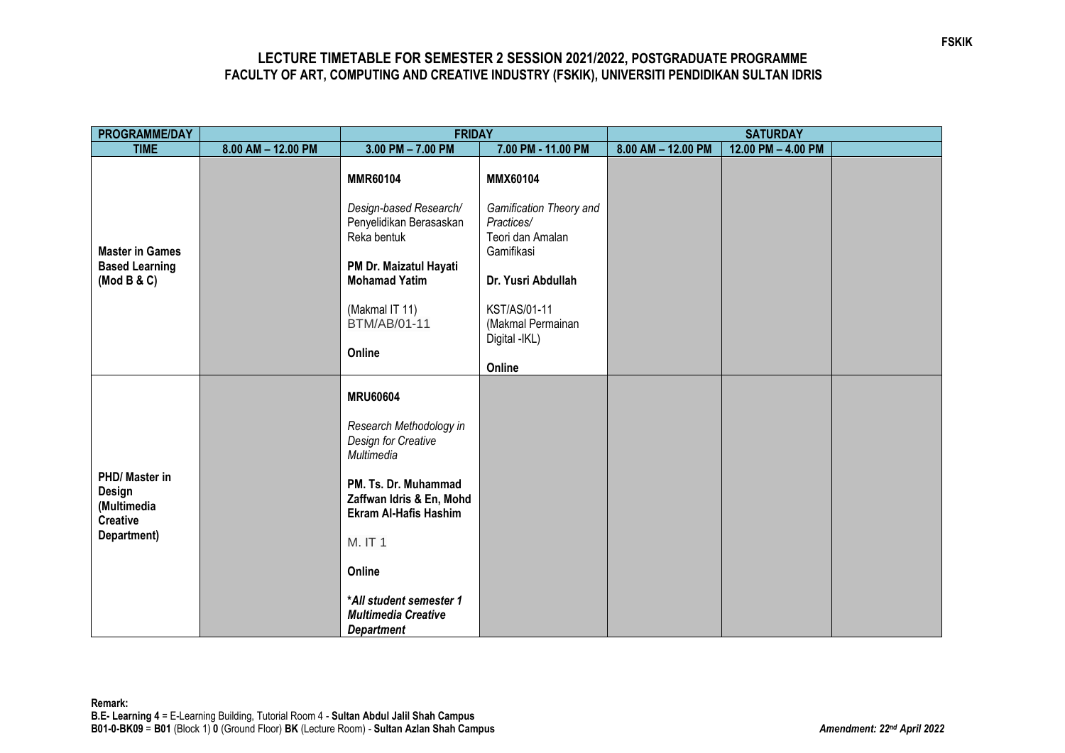**FSKIK**

# LECTURE TIMETABLE FOR SEMESTER 2 SESSION 2021/2022, POSTGRADUATE PROGRAMME
# FACULTY OF ART, COMPUTING AND CREATIVE INDUSTRY (FSKIK), UNIVERSITI PENDIDIKAN SULTAN IDRIS

| PROGRAMME/DAY | | FRIDAY | | SATURDAY | | |
|---|---|---|---|---|---|---|
| **TIME** | **8.00 AM – 12.00 PM** | **3.00 PM – 7.00 PM** | **7.00 PM - 11.00 PM** | **8.00 AM – 12.00 PM** | **12.00 PM – 4.00 PM** | |
| **Master in Games Based Learning (Mod B & C)** | | **MMR60104**<br>*Design-based Research/* Penyelidikan Berasaskan Reka bentuk<br>**PM Dr. Maizatul Hayati Mohamad Yatim**<br>(Makmal IT 11) BTM/AB/01-11<br>**Online** | **MMX60104**<br>*Gamification Theory and Practices/* Teori dan Amalan Gamifikasi<br>**Dr. Yusri Abdullah**<br>KST/AS/01-11 (Makmal Permainan Digital -IKL)<br>**Online** | | | |
| **PHD/ Master in Design (Multimedia Creative Department)** | | **MRU60604**<br>*Research Methodology in Design for Creative Multimedia*<br>**PM. Ts. Dr. Muhammad Zaffwan Idris & En, Mohd Ekram Al-Hafis Hashim**<br>M. IT 1<br>**Online**<br>***All student semester 1 Multimedia Creative Department*** | | | | |

**Remark:**
**B.E- Learning 4** = E-Learning Building, Tutorial Room 4 - **Sultan Abdul Jalil Shah Campus**
**B01-0-BK09** = **B01** (Block 1) **0** (Ground Floor) **BK** (Lecture Room) - **Sultan Azlan Shah Campus**

***Amendment: 22nd April 2022***